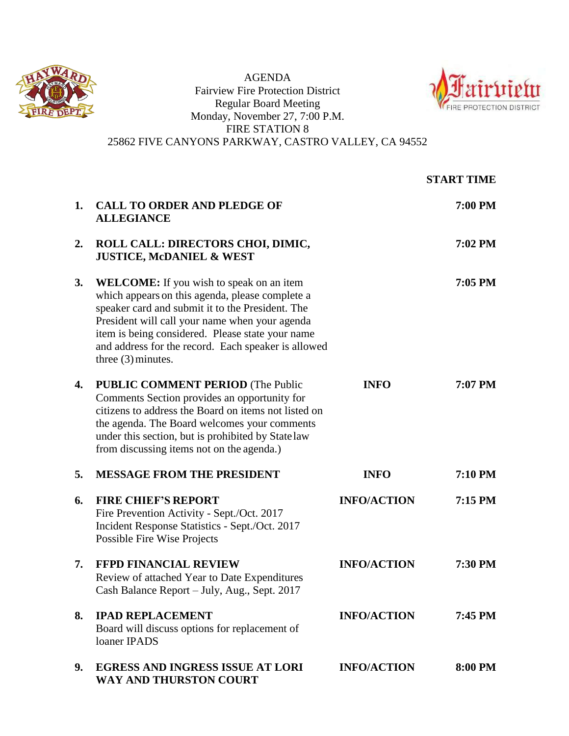# AGENDA

Fairview Fire Protection District
Regular Board Meeting
Monday, November 27, 7:00 P.M.
FIRE STATION 8
25862 FIVE CANYONS PARKWAY, CASTRO VALLEY, CA 94552

| | | | START TIME |
|---|---|---|---|
| **1.** | **CALL TO ORDER AND PLEDGE OF ALLEGIANCE** | | **7:00 PM** |
| **2.** | **ROLL CALL: DIRECTORS CHOI, DIMIC, JUSTICE, McDANIEL & WEST** | | **7:02 PM** |
| **3.** | **WELCOME:** If you wish to speak on an item which appears on this agenda, please complete a speaker card and submit it to the President. The President will call your name when your agenda item is being considered. Please state your name and address for the record. Each speaker is allowed three (3) minutes. | | **7:05 PM** |
| **4.** | **PUBLIC COMMENT PERIOD** (The Public Comments Section provides an opportunity for citizens to address the Board on items not listed on the agenda. The Board welcomes your comments under this section, but is prohibited by State law from discussing items not on the agenda.) | **INFO** | **7:07 PM** |
| **5.** | **MESSAGE FROM THE PRESIDENT** | **INFO** | **7:10 PM** |
| **6.** | **FIRE CHIEF'S REPORT**<br>Fire Prevention Activity - Sept./Oct. 2017<br>Incident Response Statistics - Sept./Oct. 2017<br>Possible Fire Wise Projects | **INFO/ACTION** | **7:15 PM** |
| **7.** | **FFPD FINANCIAL REVIEW**<br>Review of attached Year to Date Expenditures<br>Cash Balance Report – July, Aug., Sept. 2017 | **INFO/ACTION** | **7:30 PM** |
| **8.** | **IPAD REPLACEMENT**<br>Board will discuss options for replacement of loaner IPADS | **INFO/ACTION** | **7:45 PM** |
| **9.** | **EGRESS AND INGRESS ISSUE AT LORI WAY AND THURSTON COURT** | **INFO/ACTION** | **8:00 PM** |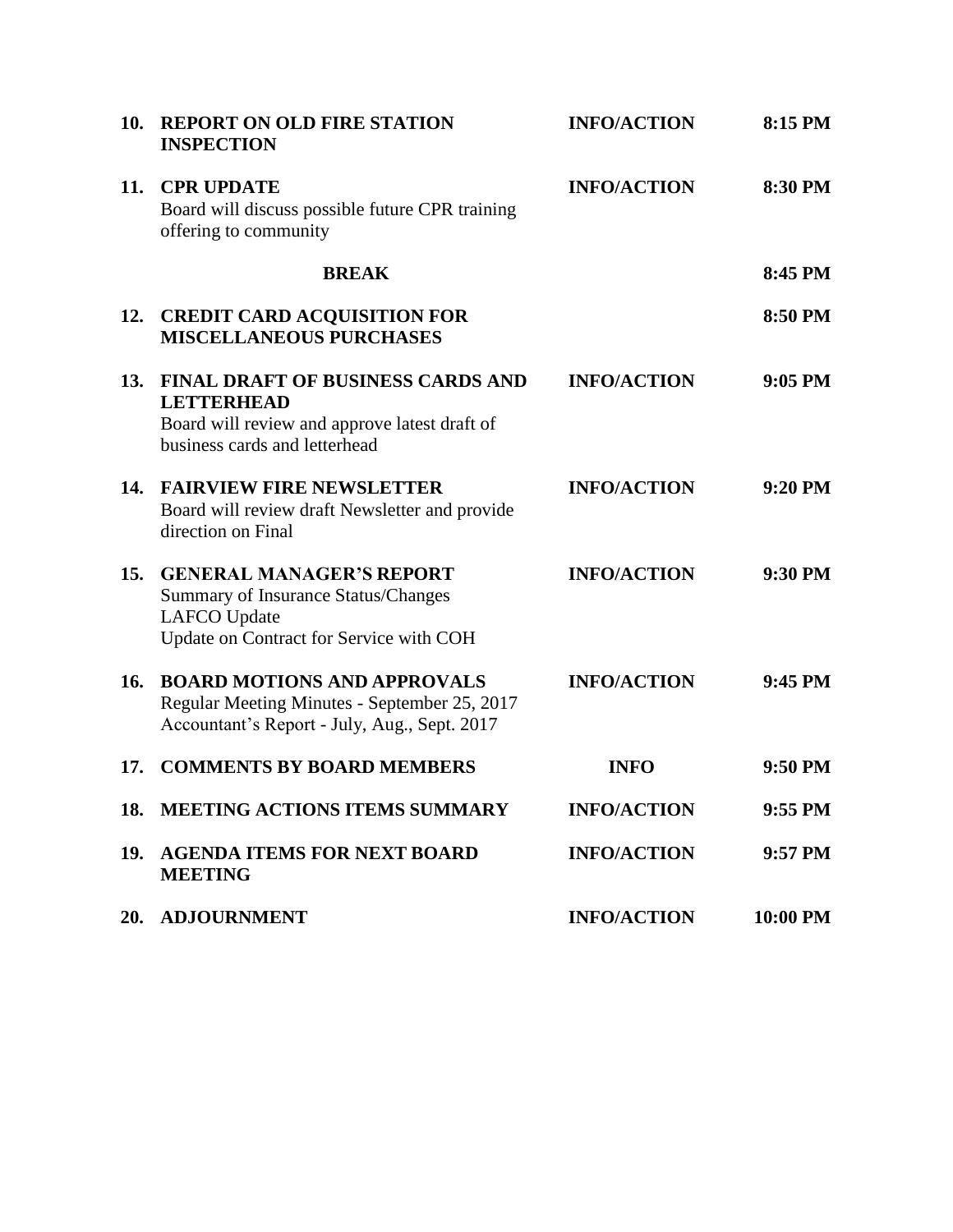| | | | |
|---|---|---|---|
| **10.** | **REPORT ON OLD FIRE STATION INSPECTION** | **INFO/ACTION** | **8:15 PM** |
| **11.** | **CPR UPDATE**<br>Board will discuss possible future CPR training offering to community | **INFO/ACTION** | **8:30 PM** |
| | **BREAK** | | **8:45 PM** |
| **12.** | **CREDIT CARD ACQUISITION FOR MISCELLANEOUS PURCHASES** | | **8:50 PM** |
| **13.** | **FINAL DRAFT OF BUSINESS CARDS AND LETTERHEAD**<br>Board will review and approve latest draft of business cards and letterhead | **INFO/ACTION** | **9:05 PM** |
| **14.** | **FAIRVIEW FIRE NEWSLETTER**<br>Board will review draft Newsletter and provide direction on Final | **INFO/ACTION** | **9:20 PM** |
| **15.** | **GENERAL MANAGER'S REPORT**<br>Summary of Insurance Status/Changes<br>LAFCO Update<br>Update on Contract for Service with COH | **INFO/ACTION** | **9:30 PM** |
| **16.** | **BOARD MOTIONS AND APPROVALS**<br>Regular Meeting Minutes - September 25, 2017<br>Accountant's Report - July, Aug., Sept. 2017 | **INFO/ACTION** | **9:45 PM** |
| **17.** | **COMMENTS BY BOARD MEMBERS** | **INFO** | **9:50 PM** |
| **18.** | **MEETING ACTIONS ITEMS SUMMARY** | **INFO/ACTION** | **9:55 PM** |
| **19.** | **AGENDA ITEMS FOR NEXT BOARD MEETING** | **INFO/ACTION** | **9:57 PM** |
| **20.** | **ADJOURNMENT** | **INFO/ACTION** | **10:00 PM** |